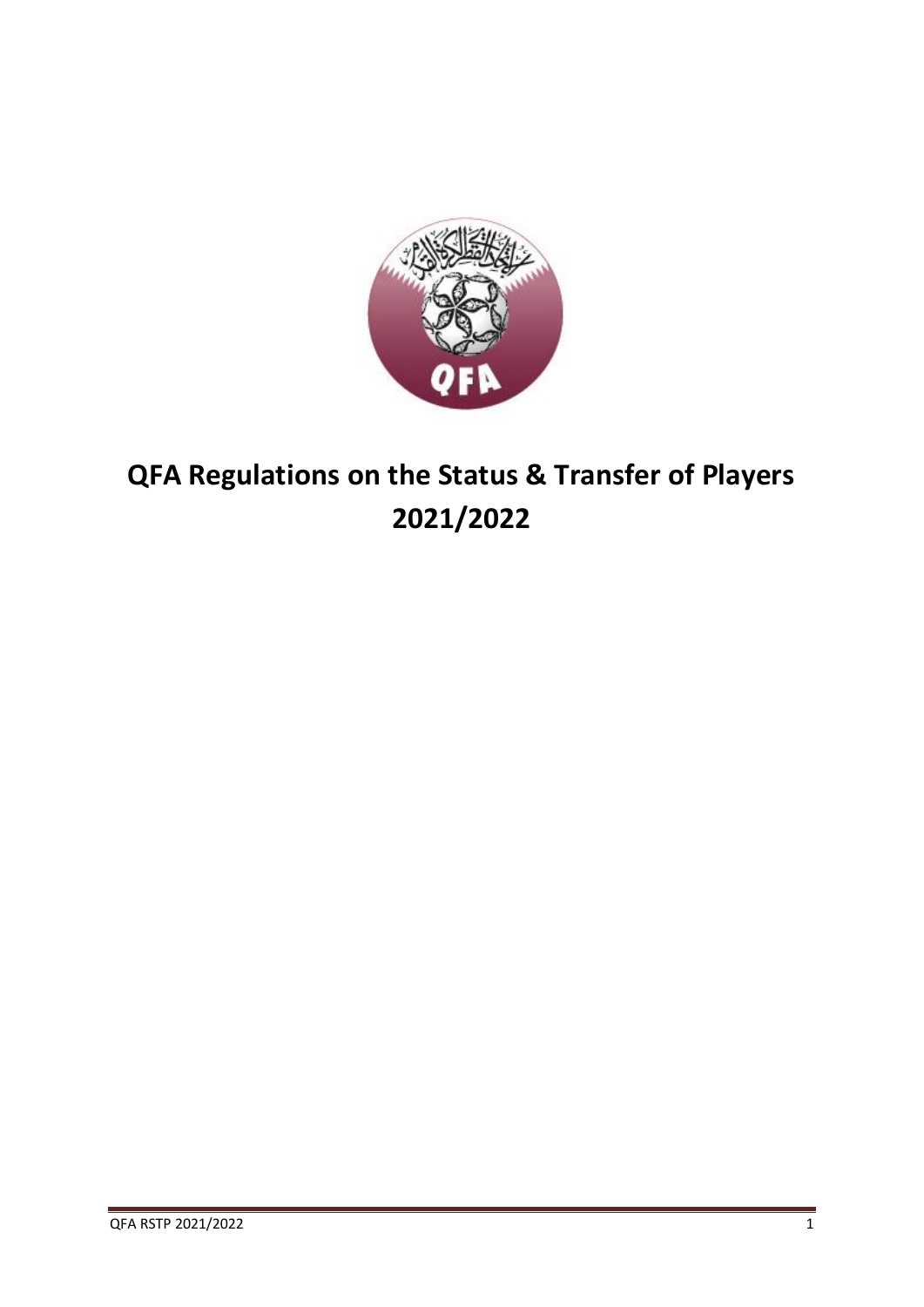# QFA Regulations on the Status & Transfer of Players 2021/2022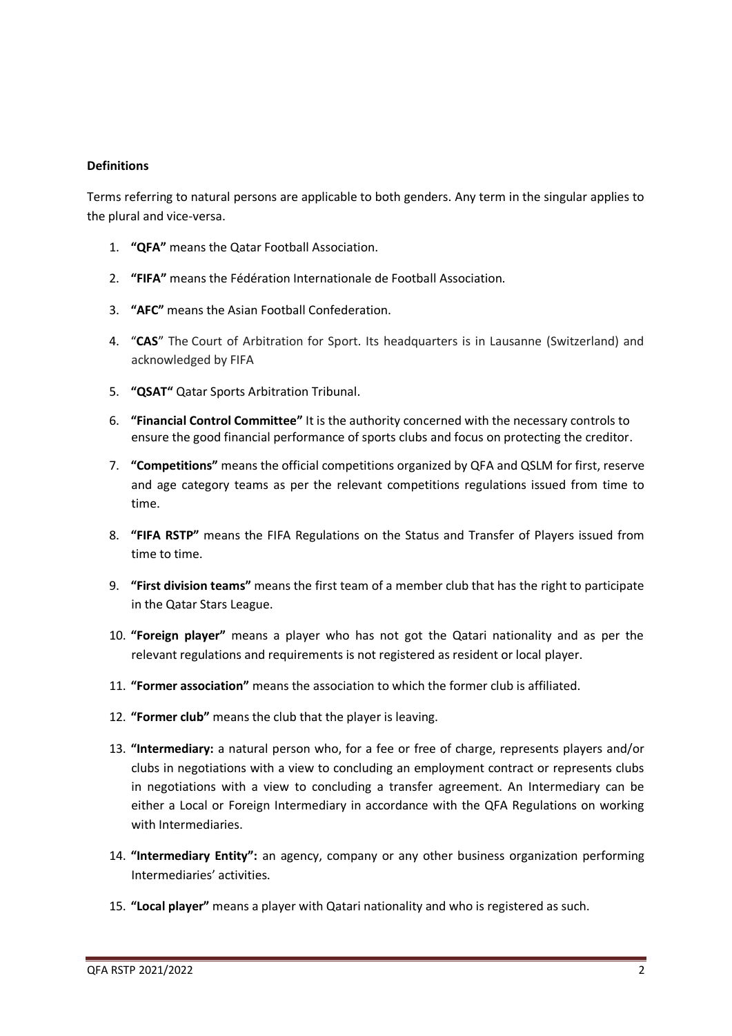**Definitions**

Terms referring to natural persons are applicable to both genders. Any term in the singular applies to the plural and vice-versa.

1. **"QFA"** means the Qatar Football Association.
2. **"FIFA"** means the Fédération Internationale de Football Association.
3. **"AFC"** means the Asian Football Confederation.
4. "**CAS**" The Court of Arbitration for Sport. Its headquarters is in Lausanne (Switzerland) and acknowledged by FIFA
5. **"QSAT"** Qatar Sports Arbitration Tribunal.
6. **"Financial Control Committee"** It is the authority concerned with the necessary controls to ensure the good financial performance of sports clubs and focus on protecting the creditor.
7. **"Competitions"** means the official competitions organized by QFA and QSLM for first, reserve and age category teams as per the relevant competitions regulations issued from time to time.
8. **"FIFA RSTP"** means the FIFA Regulations on the Status and Transfer of Players issued from time to time.
9. **"First division teams"** means the first team of a member club that has the right to participate in the Qatar Stars League.
10. **"Foreign player"** means a player who has not got the Qatari nationality and as per the relevant regulations and requirements is not registered as resident or local player.
11. **"Former association"** means the association to which the former club is affiliated.
12. **"Former club"** means the club that the player is leaving.
13. **"Intermediary:** a natural person who, for a fee or free of charge, represents players and/or clubs in negotiations with a view to concluding an employment contract or represents clubs in negotiations with a view to concluding a transfer agreement. An Intermediary can be either a Local or Foreign Intermediary in accordance with the QFA Regulations on working with Intermediaries.
14. **"Intermediary Entity":** an agency, company or any other business organization performing Intermediaries' activities.
15. **"Local player"** means a player with Qatari nationality and who is registered as such.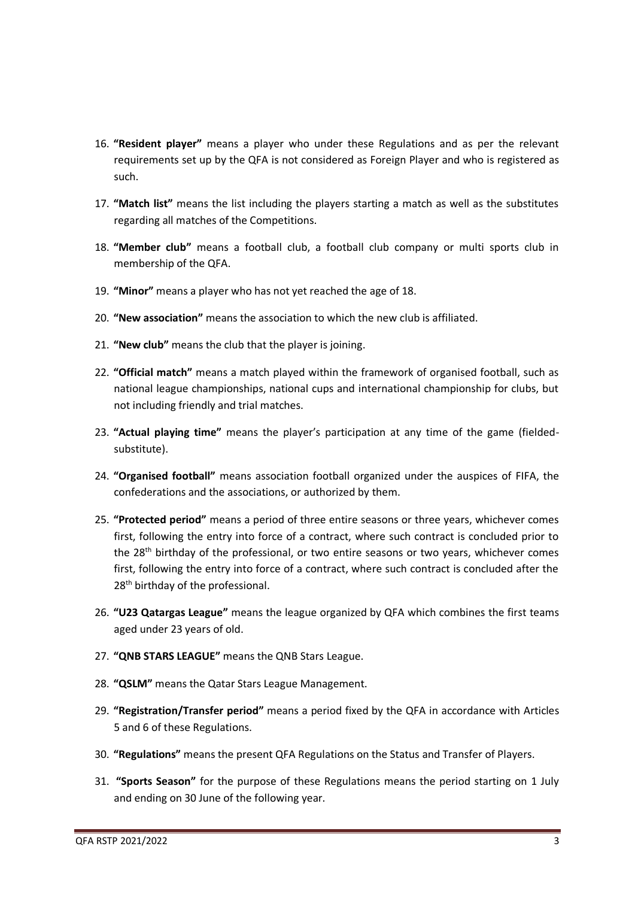16. **"Resident player"** means a player who under these Regulations and as per the relevant requirements set up by the QFA is not considered as Foreign Player and who is registered as such.

17. **"Match list"** means the list including the players starting a match as well as the substitutes regarding all matches of the Competitions.

18. **"Member club"** means a football club, a football club company or multi sports club in membership of the QFA.

19. **"Minor"** means a player who has not yet reached the age of 18.

20. **"New association"** means the association to which the new club is affiliated.

21. **"New club"** means the club that the player is joining.

22. **"Official match"** means a match played within the framework of organised football, such as national league championships, national cups and international championship for clubs, but not including friendly and trial matches.

23. **"Actual playing time"** means the player's participation at any time of the game (fielded-substitute).

24. **"Organised football"** means association football organized under the auspices of FIFA, the confederations and the associations, or authorized by them.

25. **"Protected period"** means a period of three entire seasons or three years, whichever comes first, following the entry into force of a contract, where such contract is concluded prior to the 28th birthday of the professional, or two entire seasons or two years, whichever comes first, following the entry into force of a contract, where such contract is concluded after the 28th birthday of the professional.

26. **"U23 Qatargas League"** means the league organized by QFA which combines the first teams aged under 23 years of old.

27. **"QNB STARS LEAGUE"** means the QNB Stars League.

28. **"QSLM"** means the Qatar Stars League Management.

29. **"Registration/Transfer period"** means a period fixed by the QFA in accordance with Articles 5 and 6 of these Regulations.

30. **"Regulations"** means the present QFA Regulations on the Status and Transfer of Players.

31. **"Sports Season"** for the purpose of these Regulations means the period starting on 1 July and ending on 30 June of the following year.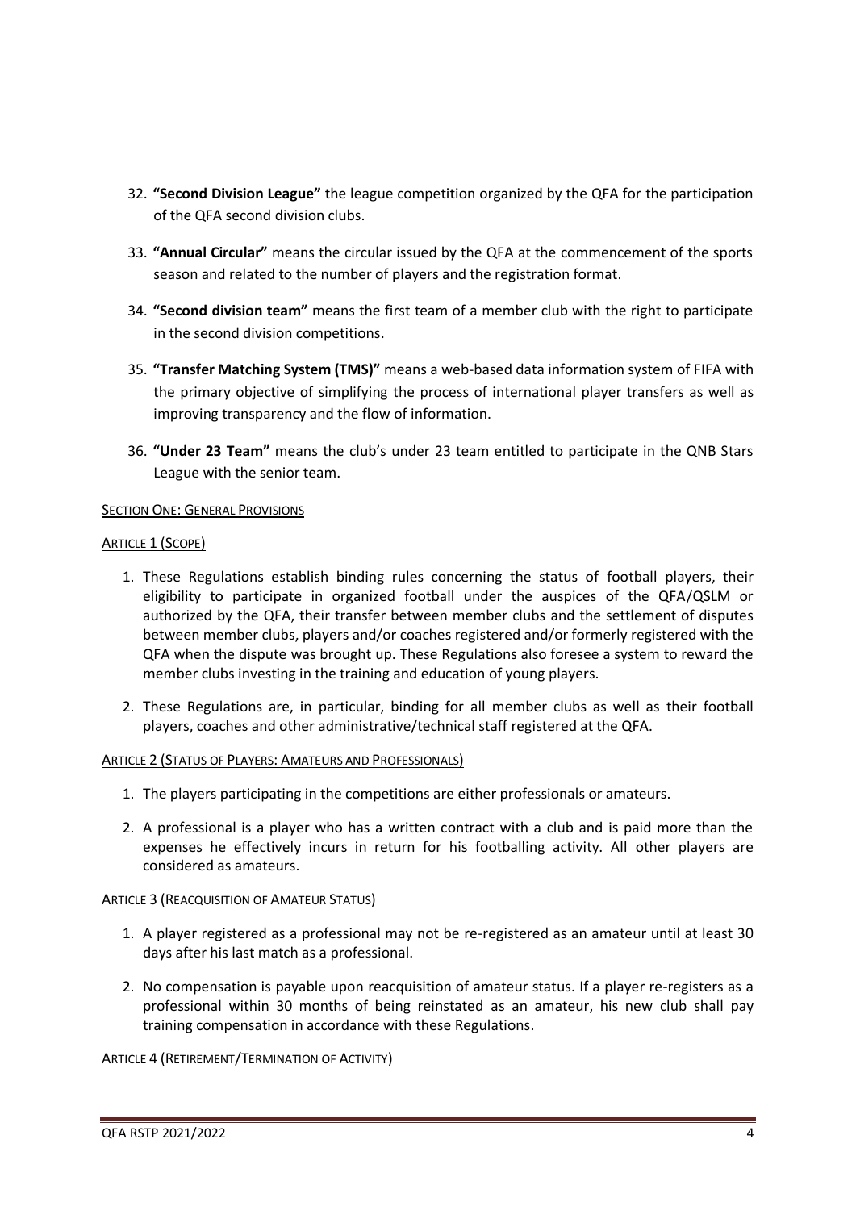32. **"Second Division League"** the league competition organized by the QFA for the participation of the QFA second division clubs.

33. **"Annual Circular"** means the circular issued by the QFA at the commencement of the sports season and related to the number of players and the registration format.

34. **"Second division team"** means the first team of a member club with the right to participate in the second division competitions.

35. **"Transfer Matching System (TMS)"** means a web-based data information system of FIFA with the primary objective of simplifying the process of international player transfers as well as improving transparency and the flow of information.

36. **"Under 23 Team"** means the club's under 23 team entitled to participate in the QNB Stars League with the senior team.

## SECTION ONE: GENERAL PROVISIONS

### ARTICLE 1 (SCOPE)

1. These Regulations establish binding rules concerning the status of football players, their eligibility to participate in organized football under the auspices of the QFA/QSLM or authorized by the QFA, their transfer between member clubs and the settlement of disputes between member clubs, players and/or coaches registered and/or formerly registered with the QFA when the dispute was brought up. These Regulations also foresee a system to reward the member clubs investing in the training and education of young players.

2. These Regulations are, in particular, binding for all member clubs as well as their football players, coaches and other administrative/technical staff registered at the QFA.

### ARTICLE 2 (STATUS OF PLAYERS: AMATEURS AND PROFESSIONALS)

1. The players participating in the competitions are either professionals or amateurs.

2. A professional is a player who has a written contract with a club and is paid more than the expenses he effectively incurs in return for his footballing activity. All other players are considered as amateurs.

### ARTICLE 3 (REACQUISITION OF AMATEUR STATUS)

1. A player registered as a professional may not be re-registered as an amateur until at least 30 days after his last match as a professional.

2. No compensation is payable upon reacquisition of amateur status. If a player re-registers as a professional within 30 months of being reinstated as an amateur, his new club shall pay training compensation in accordance with these Regulations.

### ARTICLE 4 (RETIREMENT/TERMINATION OF ACTIVITY)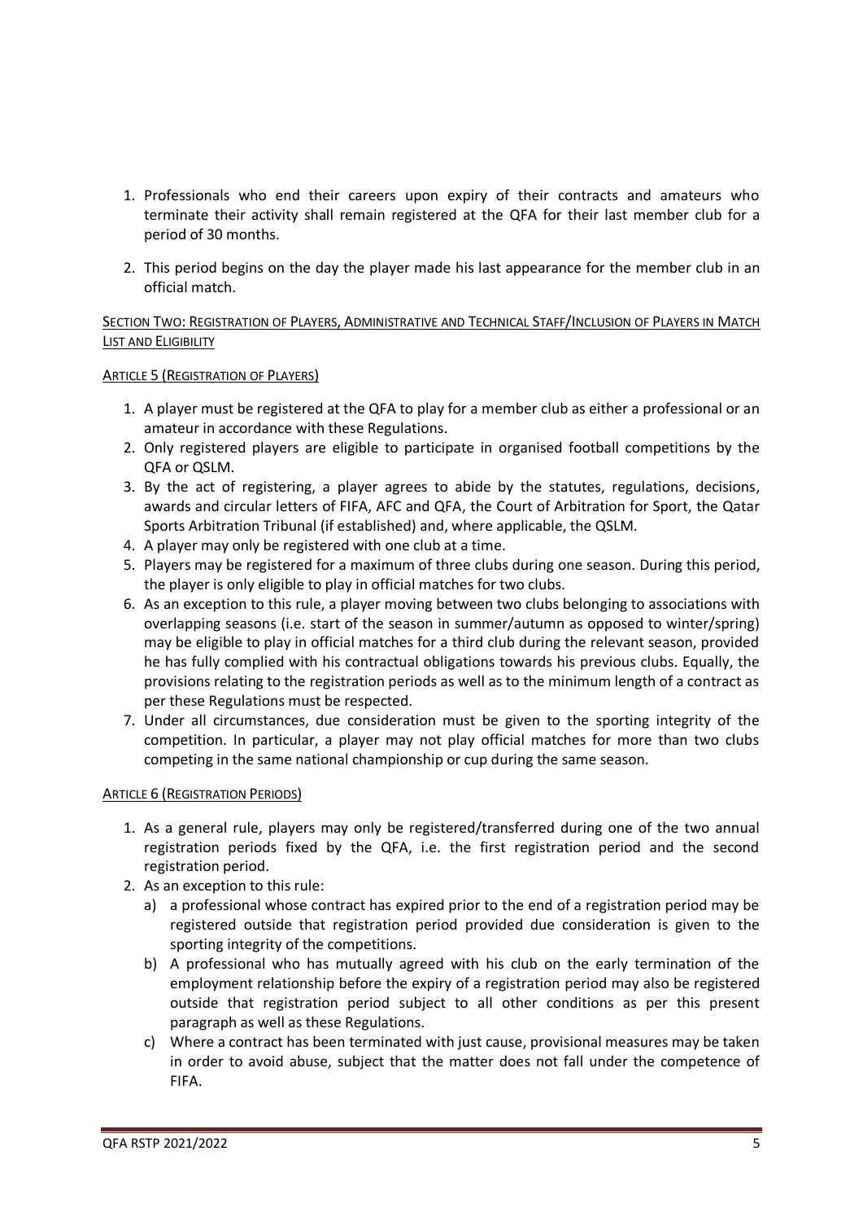1. Professionals who end their careers upon expiry of their contracts and amateurs who terminate their activity shall remain registered at the QFA for their last member club for a period of 30 months.
2. This period begins on the day the player made his last appearance for the member club in an official match.

## Section Two: Registration of Players, Administrative and Technical Staff/Inclusion of Players in Match List and Eligibility

### Article 5 (Registration of Players)

1. A player must be registered at the QFA to play for a member club as either a professional or an amateur in accordance with these Regulations.
2. Only registered players are eligible to participate in organised football competitions by the QFA or QSLM.
3. By the act of registering, a player agrees to abide by the statutes, regulations, decisions, awards and circular letters of FIFA, AFC and QFA, the Court of Arbitration for Sport, the Qatar Sports Arbitration Tribunal (if established) and, where applicable, the QSLM.
4. A player may only be registered with one club at a time.
5. Players may be registered for a maximum of three clubs during one season. During this period, the player is only eligible to play in official matches for two clubs.
6. As an exception to this rule, a player moving between two clubs belonging to associations with overlapping seasons (i.e. start of the season in summer/autumn as opposed to winter/spring) may be eligible to play in official matches for a third club during the relevant season, provided he has fully complied with his contractual obligations towards his previous clubs. Equally, the provisions relating to the registration periods as well as to the minimum length of a contract as per these Regulations must be respected.
7. Under all circumstances, due consideration must be given to the sporting integrity of the competition. In particular, a player may not play official matches for more than two clubs competing in the same national championship or cup during the same season.

### Article 6 (Registration Periods)

1. As a general rule, players may only be registered/transferred during one of the two annual registration periods fixed by the QFA, i.e. the first registration period and the second registration period.
2. As an exception to this rule:
   a) a professional whose contract has expired prior to the end of a registration period may be registered outside that registration period provided due consideration is given to the sporting integrity of the competitions.
   b) A professional who has mutually agreed with his club on the early termination of the employment relationship before the expiry of a registration period may also be registered outside that registration period subject to all other conditions as per this present paragraph as well as these Regulations.
   c) Where a contract has been terminated with just cause, provisional measures may be taken in order to avoid abuse, subject that the matter does not fall under the competence of FIFA.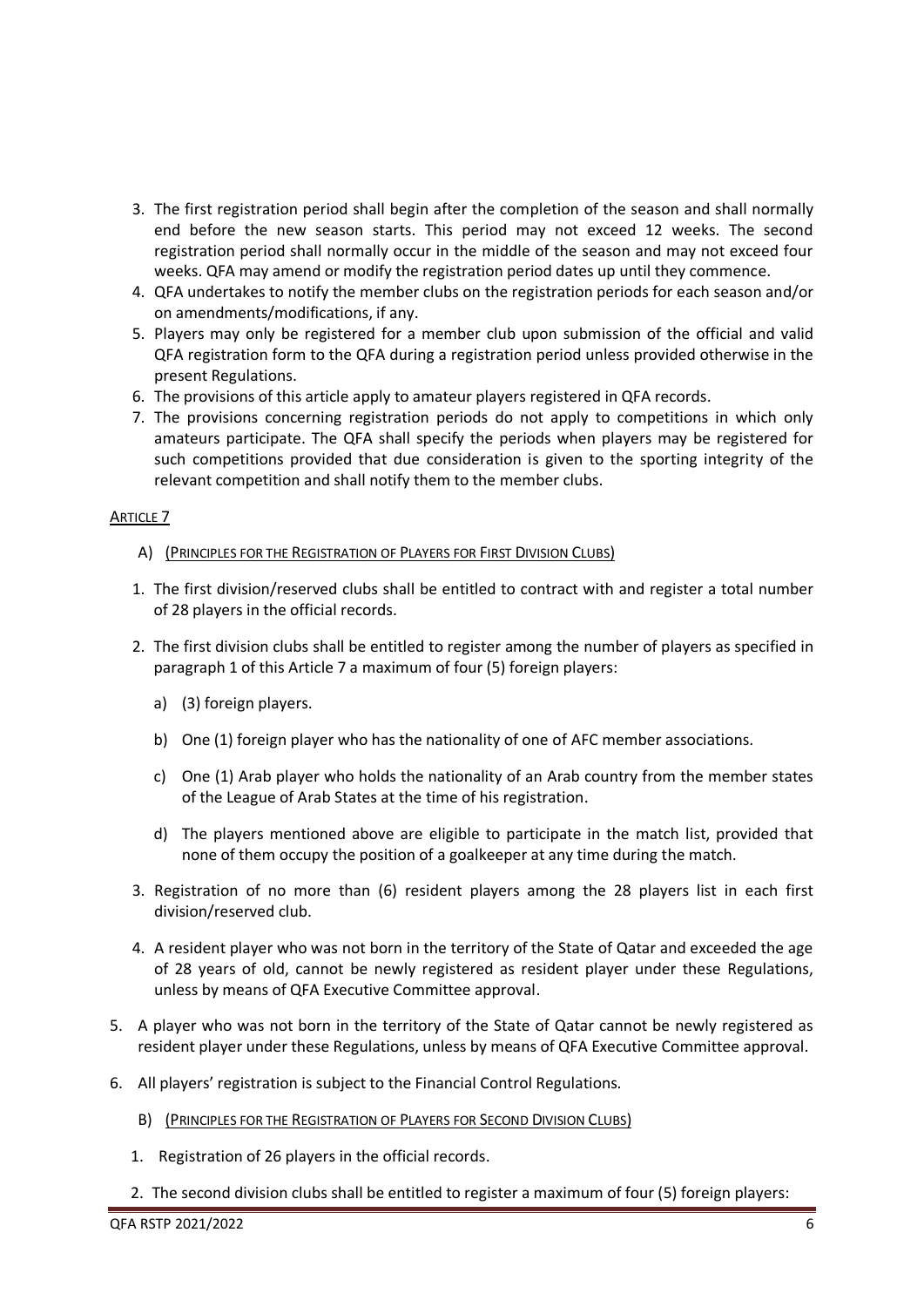3. The first registration period shall begin after the completion of the season and shall normally end before the new season starts. This period may not exceed 12 weeks. The second registration period shall normally occur in the middle of the season and may not exceed four weeks. QFA may amend or modify the registration period dates up until they commence.
4. QFA undertakes to notify the member clubs on the registration periods for each season and/or on amendments/modifications, if any.
5. Players may only be registered for a member club upon submission of the official and valid QFA registration form to the QFA during a registration period unless provided otherwise in the present Regulations.
6. The provisions of this article apply to amateur players registered in QFA records.
7. The provisions concerning registration periods do not apply to competitions in which only amateurs participate. The QFA shall specify the periods when players may be registered for such competitions provided that due consideration is given to the sporting integrity of the relevant competition and shall notify them to the member clubs.

## Article 7

### A) (Principles for the Registration of Players for First Division Clubs)

1. The first division/reserved clubs shall be entitled to contract with and register a total number of 28 players in the official records.
2. The first division clubs shall be entitled to register among the number of players as specified in paragraph 1 of this Article 7 a maximum of four (5) foreign players:
   a) (3) foreign players.
   b) One (1) foreign player who has the nationality of one of AFC member associations.
   c) One (1) Arab player who holds the nationality of an Arab country from the member states of the League of Arab States at the time of his registration.
   d) The players mentioned above are eligible to participate in the match list, provided that none of them occupy the position of a goalkeeper at any time during the match.
3. Registration of no more than (6) resident players among the 28 players list in each first division/reserved club.
4. A resident player who was not born in the territory of the State of Qatar and exceeded the age of 28 years of old, cannot be newly registered as resident player under these Regulations, unless by means of QFA Executive Committee approval.
5. A player who was not born in the territory of the State of Qatar cannot be newly registered as resident player under these Regulations, unless by means of QFA Executive Committee approval.
6. All players' registration is subject to the Financial Control Regulations.

### B) (Principles for the Registration of Players for Second Division Clubs)

1. Registration of 26 players in the official records.
2. The second division clubs shall be entitled to register a maximum of four (5) foreign players: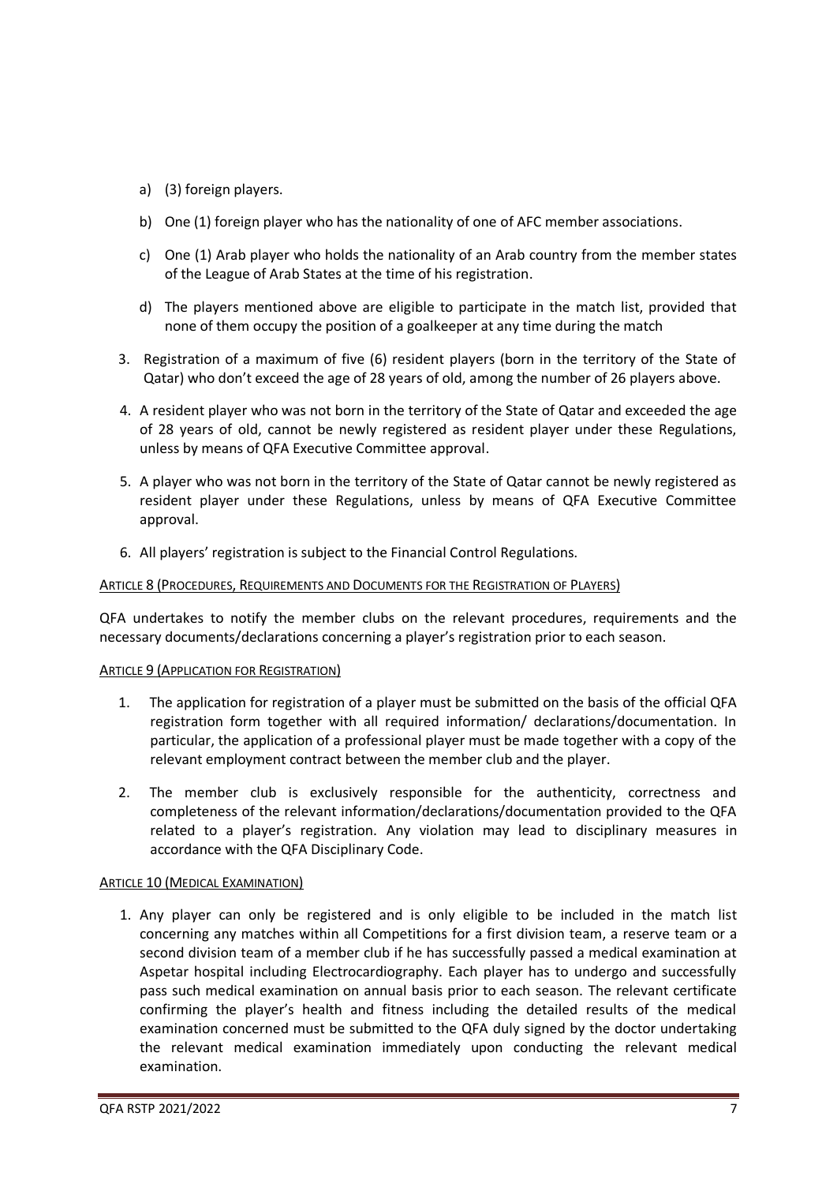a) (3) foreign players.

b) One (1) foreign player who has the nationality of one of AFC member associations.

c) One (1) Arab player who holds the nationality of an Arab country from the member states of the League of Arab States at the time of his registration.

d) The players mentioned above are eligible to participate in the match list, provided that none of them occupy the position of a goalkeeper at any time during the match

3. Registration of a maximum of five (6) resident players (born in the territory of the State of Qatar) who don't exceed the age of 28 years of old, among the number of 26 players above.

4. A resident player who was not born in the territory of the State of Qatar and exceeded the age of 28 years of old, cannot be newly registered as resident player under these Regulations, unless by means of QFA Executive Committee approval.

5. A player who was not born in the territory of the State of Qatar cannot be newly registered as resident player under these Regulations, unless by means of QFA Executive Committee approval.

6. All players' registration is subject to the Financial Control Regulations.

ARTICLE 8 (PROCEDURES, REQUIREMENTS AND DOCUMENTS FOR THE REGISTRATION OF PLAYERS)

QFA undertakes to notify the member clubs on the relevant procedures, requirements and the necessary documents/declarations concerning a player's registration prior to each season.

ARTICLE 9 (APPLICATION FOR REGISTRATION)

1. The application for registration of a player must be submitted on the basis of the official QFA registration form together with all required information/ declarations/documentation. In particular, the application of a professional player must be made together with a copy of the relevant employment contract between the member club and the player.

2. The member club is exclusively responsible for the authenticity, correctness and completeness of the relevant information/declarations/documentation provided to the QFA related to a player's registration. Any violation may lead to disciplinary measures in accordance with the QFA Disciplinary Code.

ARTICLE 10 (MEDICAL EXAMINATION)

1. Any player can only be registered and is only eligible to be included in the match list concerning any matches within all Competitions for a first division team, a reserve team or a second division team of a member club if he has successfully passed a medical examination at Aspetar hospital including Electrocardiography. Each player has to undergo and successfully pass such medical examination on annual basis prior to each season. The relevant certificate confirming the player's health and fitness including the detailed results of the medical examination concerned must be submitted to the QFA duly signed by the doctor undertaking the relevant medical examination immediately upon conducting the relevant medical examination.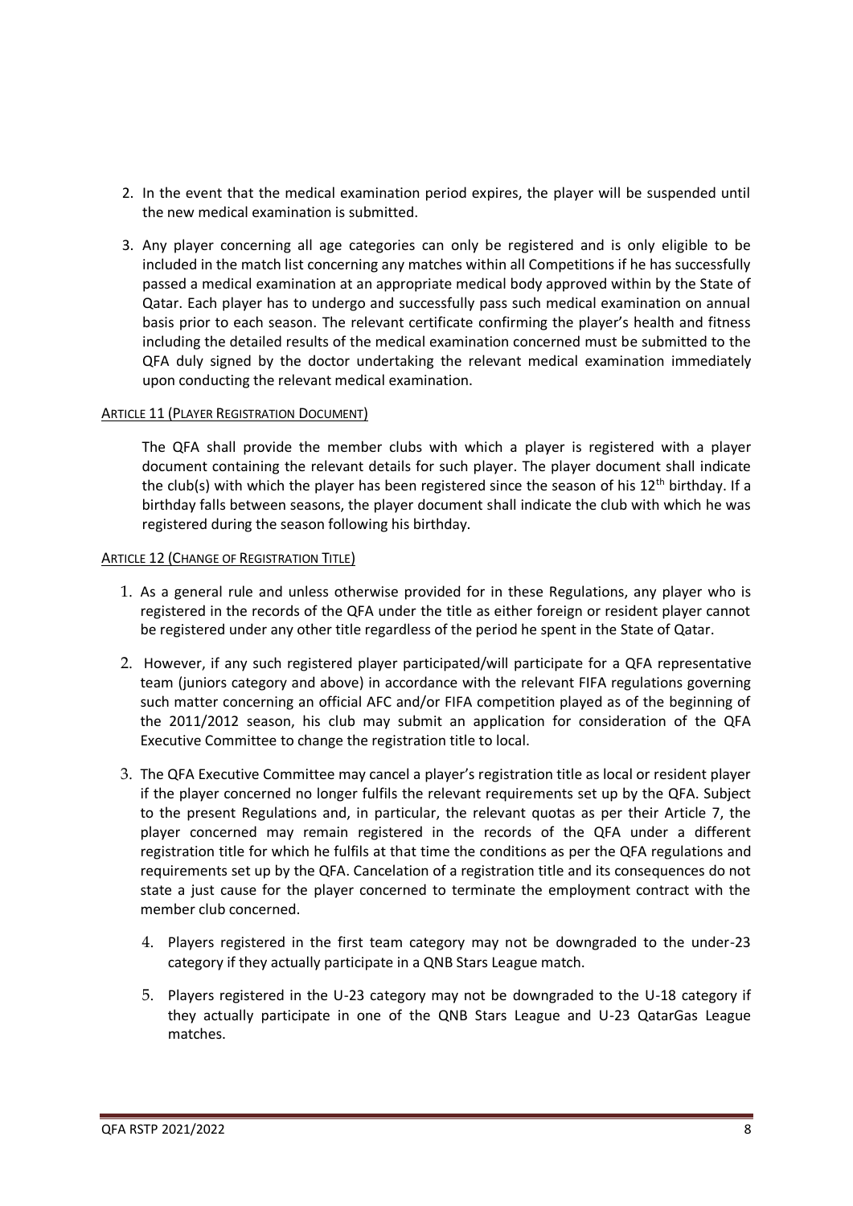2. In the event that the medical examination period expires, the player will be suspended until the new medical examination is submitted.
3. Any player concerning all age categories can only be registered and is only eligible to be included in the match list concerning any matches within all Competitions if he has successfully passed a medical examination at an appropriate medical body approved within by the State of Qatar. Each player has to undergo and successfully pass such medical examination on annual basis prior to each season. The relevant certificate confirming the player's health and fitness including the detailed results of the medical examination concerned must be submitted to the QFA duly signed by the doctor undertaking the relevant medical examination immediately upon conducting the relevant medical examination.

#### ARTICLE 11 (PLAYER REGISTRATION DOCUMENT)

The QFA shall provide the member clubs with which a player is registered with a player document containing the relevant details for such player. The player document shall indicate the club(s) with which the player has been registered since the season of his 12th birthday. If a birthday falls between seasons, the player document shall indicate the club with which he was registered during the season following his birthday.

#### ARTICLE 12 (CHANGE OF REGISTRATION TITLE)

1. As a general rule and unless otherwise provided for in these Regulations, any player who is registered in the records of the QFA under the title as either foreign or resident player cannot be registered under any other title regardless of the period he spent in the State of Qatar.
2. However, if any such registered player participated/will participate for a QFA representative team (juniors category and above) in accordance with the relevant FIFA regulations governing such matter concerning an official AFC and/or FIFA competition played as of the beginning of the 2011/2012 season, his club may submit an application for consideration of the QFA Executive Committee to change the registration title to local.
3. The QFA Executive Committee may cancel a player's registration title as local or resident player if the player concerned no longer fulfils the relevant requirements set up by the QFA. Subject to the present Regulations and, in particular, the relevant quotas as per their Article 7, the player concerned may remain registered in the records of the QFA under a different registration title for which he fulfils at that time the conditions as per the QFA regulations and requirements set up by the QFA. Cancelation of a registration title and its consequences do not state a just cause for the player concerned to terminate the employment contract with the member club concerned.
4. Players registered in the first team category may not be downgraded to the under-23 category if they actually participate in a QNB Stars League match.
5. Players registered in the U-23 category may not be downgraded to the U-18 category if they actually participate in one of the QNB Stars League and U-23 QatarGas League matches.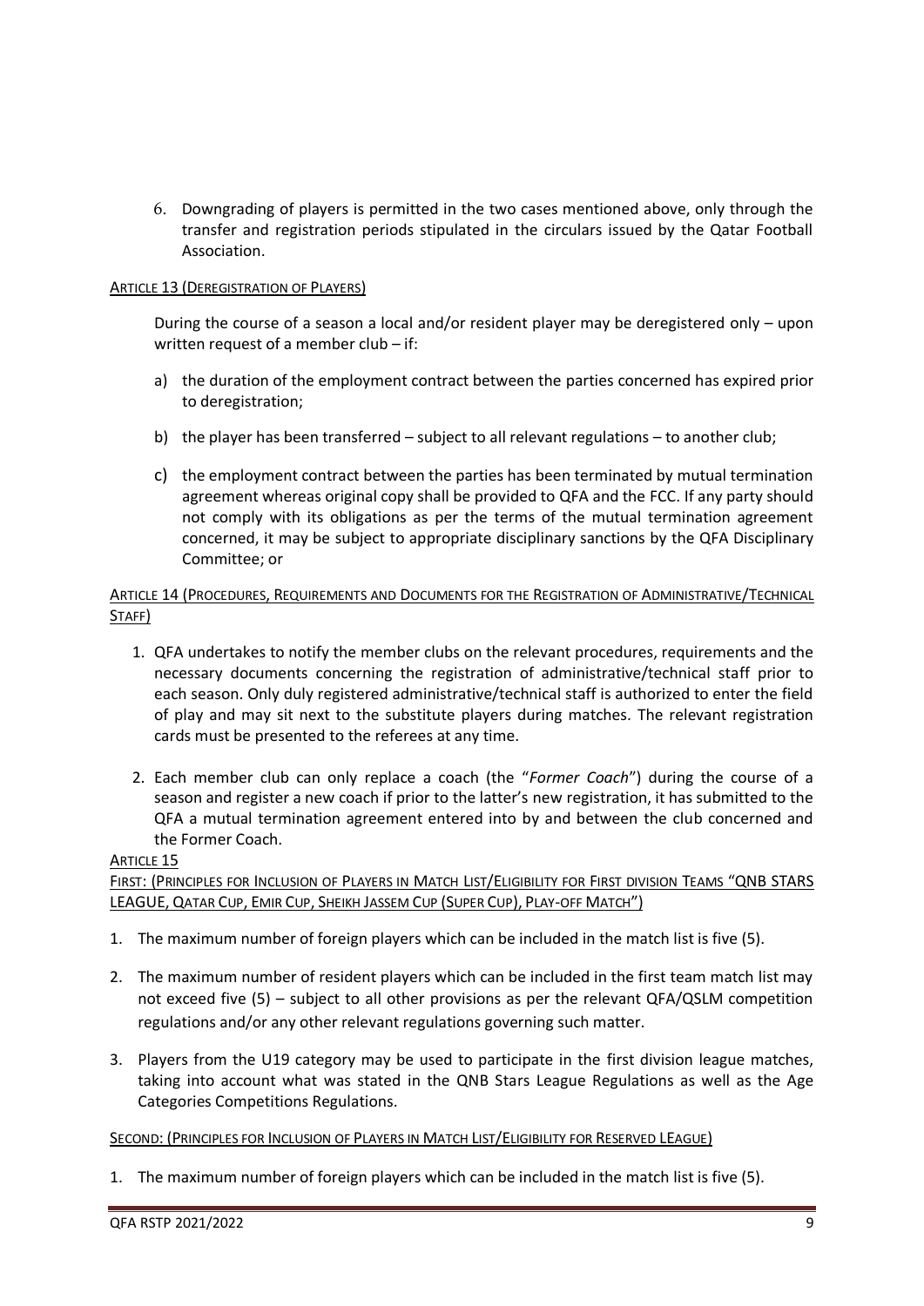6. Downgrading of players is permitted in the two cases mentioned above, only through the transfer and registration periods stipulated in the circulars issued by the Qatar Football Association.

ARTICLE 13 (DEREGISTRATION OF PLAYERS)

During the course of a season a local and/or resident player may be deregistered only – upon written request of a member club – if:

a) the duration of the employment contract between the parties concerned has expired prior to deregistration;

b) the player has been transferred – subject to all relevant regulations – to another club;

c) the employment contract between the parties has been terminated by mutual termination agreement whereas original copy shall be provided to QFA and the FCC. If any party should not comply with its obligations as per the terms of the mutual termination agreement concerned, it may be subject to appropriate disciplinary sanctions by the QFA Disciplinary Committee; or

ARTICLE 14 (PROCEDURES, REQUIREMENTS AND DOCUMENTS FOR THE REGISTRATION OF ADMINISTRATIVE/TECHNICAL STAFF)

1. QFA undertakes to notify the member clubs on the relevant procedures, requirements and the necessary documents concerning the registration of administrative/technical staff prior to each season. Only duly registered administrative/technical staff is authorized to enter the field of play and may sit next to the substitute players during matches. The relevant registration cards must be presented to the referees at any time.

2. Each member club can only replace a coach (the "*Former Coach*") during the course of a season and register a new coach if prior to the latter's new registration, it has submitted to the QFA a mutual termination agreement entered into by and between the club concerned and the Former Coach.

ARTICLE 15

FIRST: (PRINCIPLES FOR INCLUSION OF PLAYERS IN MATCH LIST/ELIGIBILITY FOR FIRST DIVISION TEAMS "QNB STARS LEAGUE, QATAR CUP, EMIR CUP, SHEIKH JASSEM CUP (SUPER CUP), PLAY-OFF MATCH")

1. The maximum number of foreign players which can be included in the match list is five (5).

2. The maximum number of resident players which can be included in the first team match list may not exceed five (5) – subject to all other provisions as per the relevant QFA/QSLM competition regulations and/or any other relevant regulations governing such matter.

3. Players from the U19 category may be used to participate in the first division league matches, taking into account what was stated in the QNB Stars League Regulations as well as the Age Categories Competitions Regulations.

SECOND: (PRINCIPLES FOR INCLUSION OF PLAYERS IN MATCH LIST/ELIGIBILITY FOR RESERVED LEAGUE)

1. The maximum number of foreign players which can be included in the match list is five (5).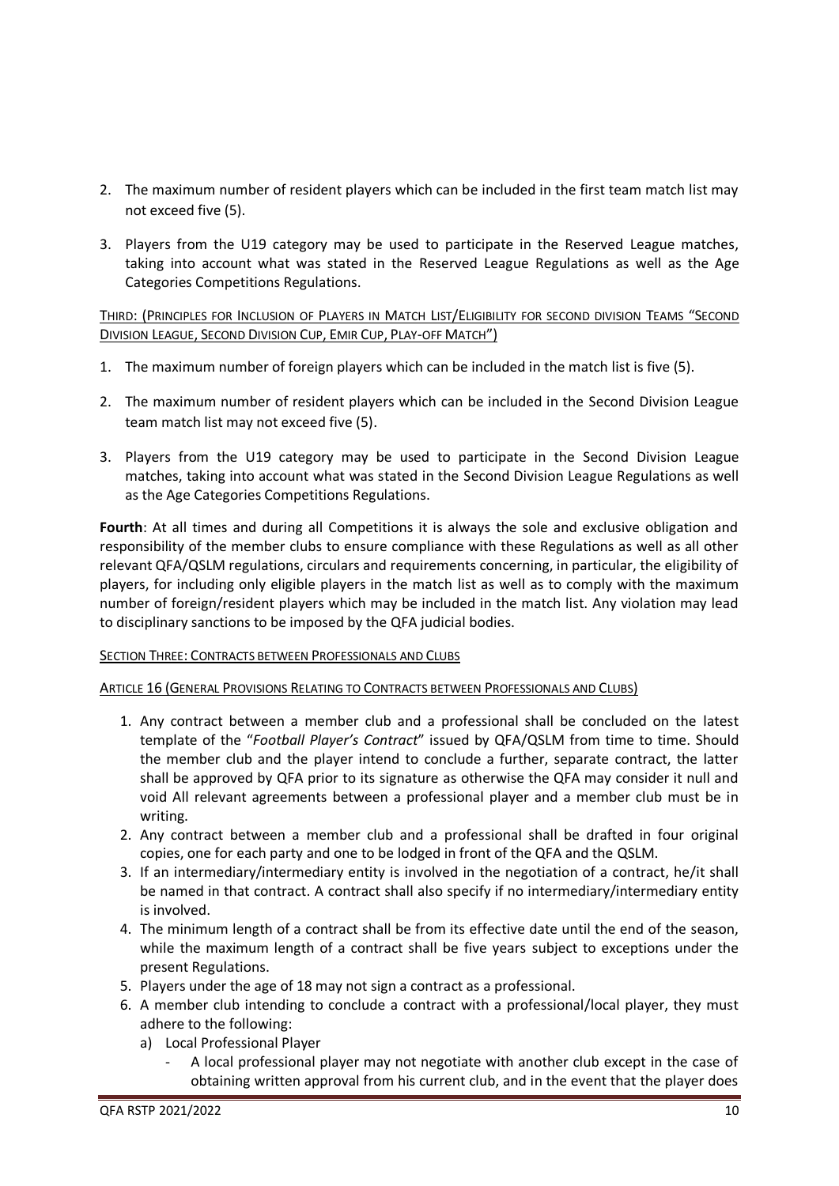2. The maximum number of resident players which can be included in the first team match list may not exceed five (5).
3. Players from the U19 category may be used to participate in the Reserved League matches, taking into account what was stated in the Reserved League Regulations as well as the Age Categories Competitions Regulations.

THIRD: (PRINCIPLES FOR INCLUSION OF PLAYERS IN MATCH LIST/ELIGIBILITY FOR SECOND DIVISION TEAMS "SECOND DIVISION LEAGUE, SECOND DIVISION CUP, EMIR CUP, PLAY-OFF MATCH")

1. The maximum number of foreign players which can be included in the match list is five (5).
2. The maximum number of resident players which can be included in the Second Division League team match list may not exceed five (5).
3. Players from the U19 category may be used to participate in the Second Division League matches, taking into account what was stated in the Second Division League Regulations as well as the Age Categories Competitions Regulations.

**Fourth**: At all times and during all Competitions it is always the sole and exclusive obligation and responsibility of the member clubs to ensure compliance with these Regulations as well as all other relevant QFA/QSLM regulations, circulars and requirements concerning, in particular, the eligibility of players, for including only eligible players in the match list as well as to comply with the maximum number of foreign/resident players which may be included in the match list. Any violation may lead to disciplinary sanctions to be imposed by the QFA judicial bodies.

## SECTION THREE: CONTRACTS BETWEEN PROFESSIONALS AND CLUBS

### ARTICLE 16 (GENERAL PROVISIONS RELATING TO CONTRACTS BETWEEN PROFESSIONALS AND CLUBS)

1. Any contract between a member club and a professional shall be concluded on the latest template of the "*Football Player's Contract*" issued by QFA/QSLM from time to time. Should the member club and the player intend to conclude a further, separate contract, the latter shall be approved by QFA prior to its signature as otherwise the QFA may consider it null and void All relevant agreements between a professional player and a member club must be in writing.
2. Any contract between a member club and a professional shall be drafted in four original copies, one for each party and one to be lodged in front of the QFA and the QSLM.
3. If an intermediary/intermediary entity is involved in the negotiation of a contract, he/it shall be named in that contract. A contract shall also specify if no intermediary/intermediary entity is involved.
4. The minimum length of a contract shall be from its effective date until the end of the season, while the maximum length of a contract shall be five years subject to exceptions under the present Regulations.
5. Players under the age of 18 may not sign a contract as a professional.
6. A member club intending to conclude a contract with a professional/local player, they must adhere to the following:
   a) Local Professional Player
      - A local professional player may not negotiate with another club except in the case of obtaining written approval from his current club, and in the event that the player does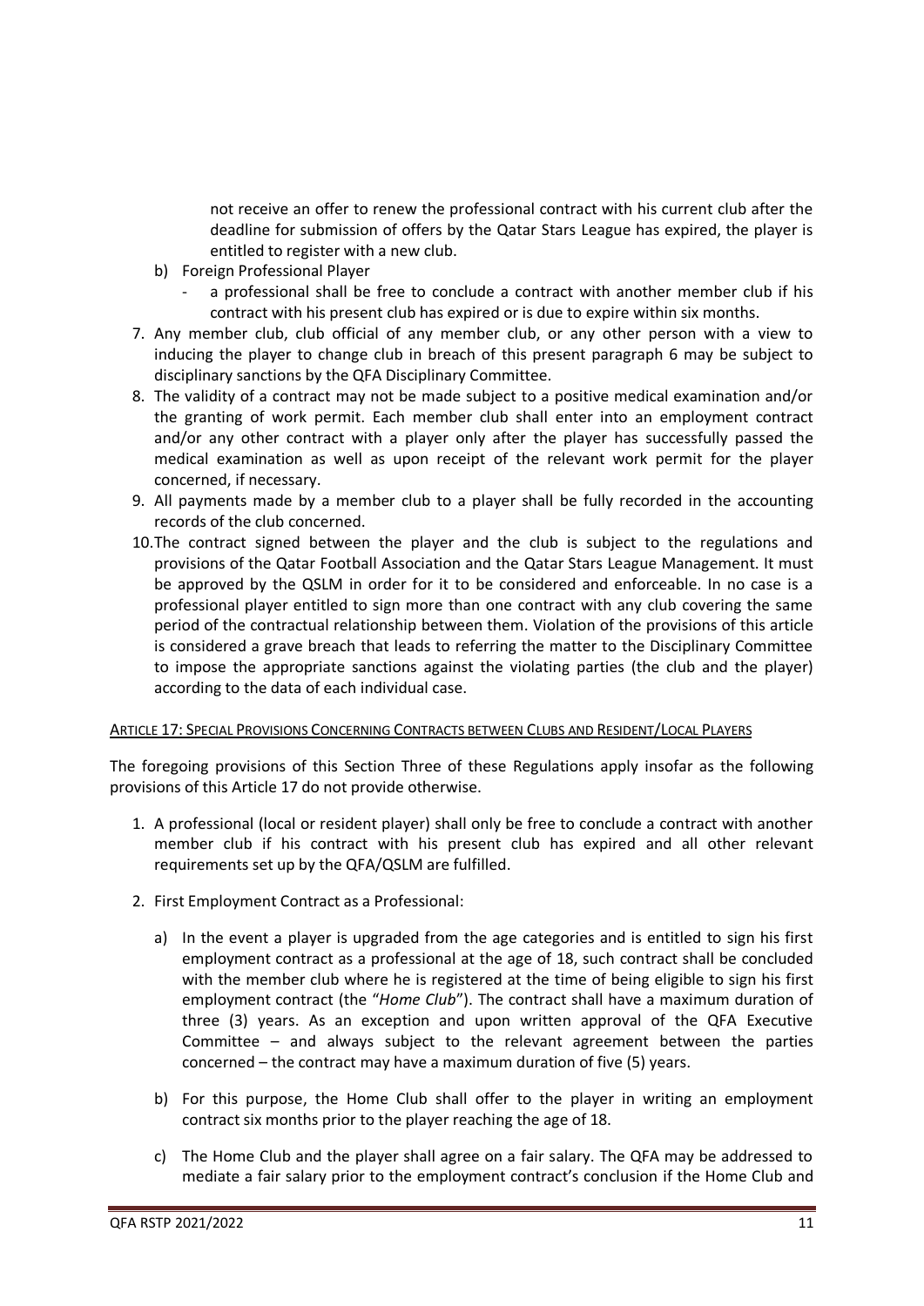not receive an offer to renew the professional contract with his current club after the deadline for submission of offers by the Qatar Stars League has expired, the player is entitled to register with a new club.

b) Foreign Professional Player
   - a professional shall be free to conclude a contract with another member club if his contract with his present club has expired or is due to expire within six months.

7. Any member club, club official of any member club, or any other person with a view to inducing the player to change club in breach of this present paragraph 6 may be subject to disciplinary sanctions by the QFA Disciplinary Committee.
8. The validity of a contract may not be made subject to a positive medical examination and/or the granting of work permit. Each member club shall enter into an employment contract and/or any other contract with a player only after the player has successfully passed the medical examination as well as upon receipt of the relevant work permit for the player concerned, if necessary.
9. All payments made by a member club to a player shall be fully recorded in the accounting records of the club concerned.
10. The contract signed between the player and the club is subject to the regulations and provisions of the Qatar Football Association and the Qatar Stars League Management. It must be approved by the QSLM in order for it to be considered and enforceable. In no case is a professional player entitled to sign more than one contract with any club covering the same period of the contractual relationship between them. Violation of the provisions of this article is considered a grave breach that leads to referring the matter to the Disciplinary Committee to impose the appropriate sanctions against the violating parties (the club and the player) according to the data of each individual case.

## Article 17: Special Provisions Concerning Contracts between Clubs and Resident/Local Players

The foregoing provisions of this Section Three of these Regulations apply insofar as the following provisions of this Article 17 do not provide otherwise.

1. A professional (local or resident player) shall only be free to conclude a contract with another member club if his contract with his present club has expired and all other relevant requirements set up by the QFA/QSLM are fulfilled.

2. First Employment Contract as a Professional:

   a) In the event a player is upgraded from the age categories and is entitled to sign his first employment contract as a professional at the age of 18, such contract shall be concluded with the member club where he is registered at the time of being eligible to sign his first employment contract (the "*Home Club*"). The contract shall have a maximum duration of three (3) years. As an exception and upon written approval of the QFA Executive Committee – and always subject to the relevant agreement between the parties concerned – the contract may have a maximum duration of five (5) years.

   b) For this purpose, the Home Club shall offer to the player in writing an employment contract six months prior to the player reaching the age of 18.

   c) The Home Club and the player shall agree on a fair salary. The QFA may be addressed to mediate a fair salary prior to the employment contract's conclusion if the Home Club and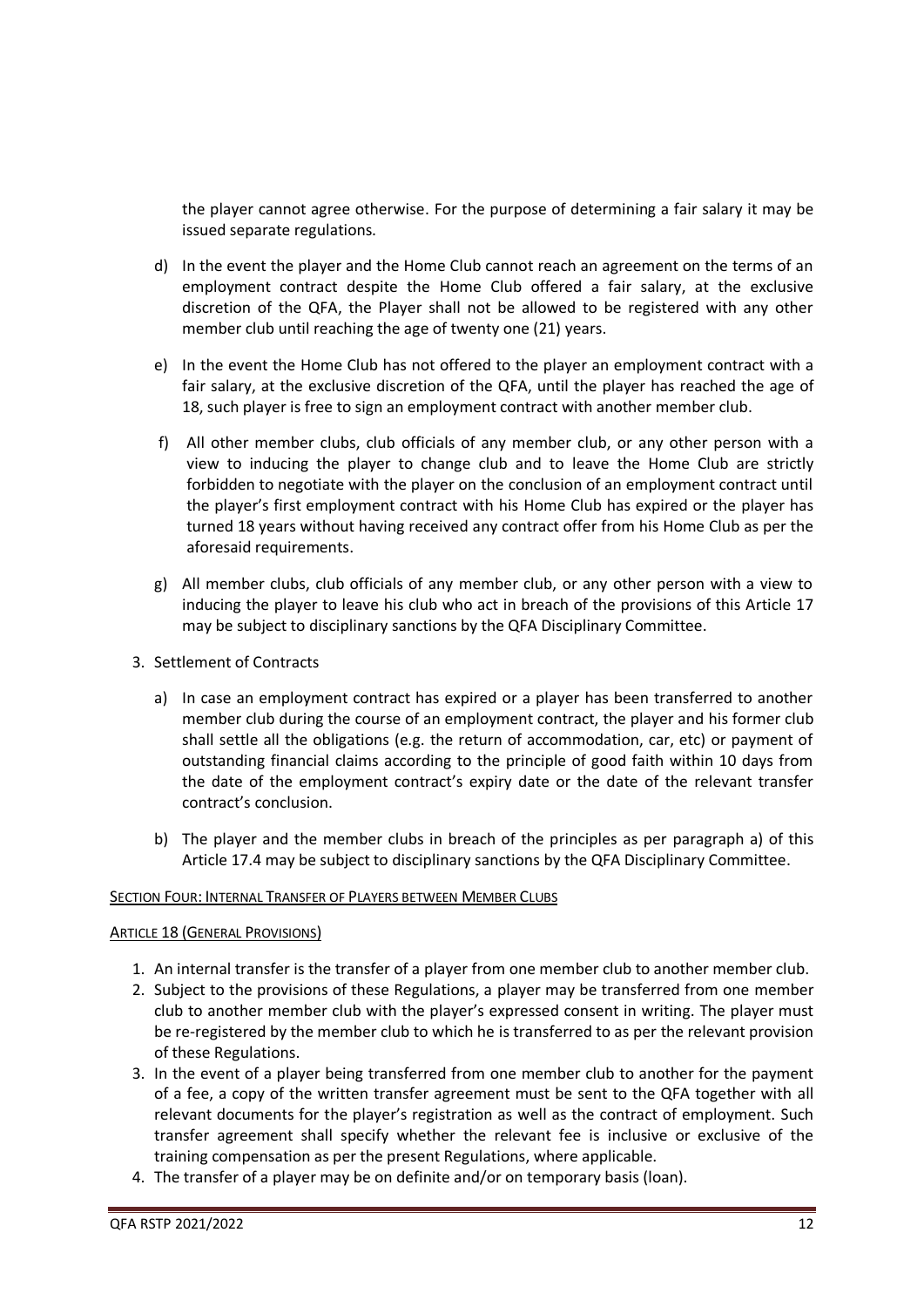the player cannot agree otherwise. For the purpose of determining a fair salary it may be issued separate regulations.

d) In the event the player and the Home Club cannot reach an agreement on the terms of an employment contract despite the Home Club offered a fair salary, at the exclusive discretion of the QFA, the Player shall not be allowed to be registered with any other member club until reaching the age of twenty one (21) years.

e) In the event the Home Club has not offered to the player an employment contract with a fair salary, at the exclusive discretion of the QFA, until the player has reached the age of 18, such player is free to sign an employment contract with another member club.

f) All other member clubs, club officials of any member club, or any other person with a view to inducing the player to change club and to leave the Home Club are strictly forbidden to negotiate with the player on the conclusion of an employment contract until the player's first employment contract with his Home Club has expired or the player has turned 18 years without having received any contract offer from his Home Club as per the aforesaid requirements.

g) All member clubs, club officials of any member club, or any other person with a view to inducing the player to leave his club who act in breach of the provisions of this Article 17 may be subject to disciplinary sanctions by the QFA Disciplinary Committee.

3. Settlement of Contracts

   a) In case an employment contract has expired or a player has been transferred to another member club during the course of an employment contract, the player and his former club shall settle all the obligations (e.g. the return of accommodation, car, etc) or payment of outstanding financial claims according to the principle of good faith within 10 days from the date of the employment contract's expiry date or the date of the relevant transfer contract's conclusion.

   b) The player and the member clubs in breach of the principles as per paragraph a) of this Article 17.4 may be subject to disciplinary sanctions by the QFA Disciplinary Committee.

## SECTION FOUR: INTERNAL TRANSFER OF PLAYERS BETWEEN MEMBER CLUBS

### ARTICLE 18 (GENERAL PROVISIONS)

1. An internal transfer is the transfer of a player from one member club to another member club.
2. Subject to the provisions of these Regulations, a player may be transferred from one member club to another member club with the player's expressed consent in writing. The player must be re-registered by the member club to which he is transferred to as per the relevant provision of these Regulations.
3. In the event of a player being transferred from one member club to another for the payment of a fee, a copy of the written transfer agreement must be sent to the QFA together with all relevant documents for the player's registration as well as the contract of employment. Such transfer agreement shall specify whether the relevant fee is inclusive or exclusive of the training compensation as per the present Regulations, where applicable.
4. The transfer of a player may be on definite and/or on temporary basis (loan).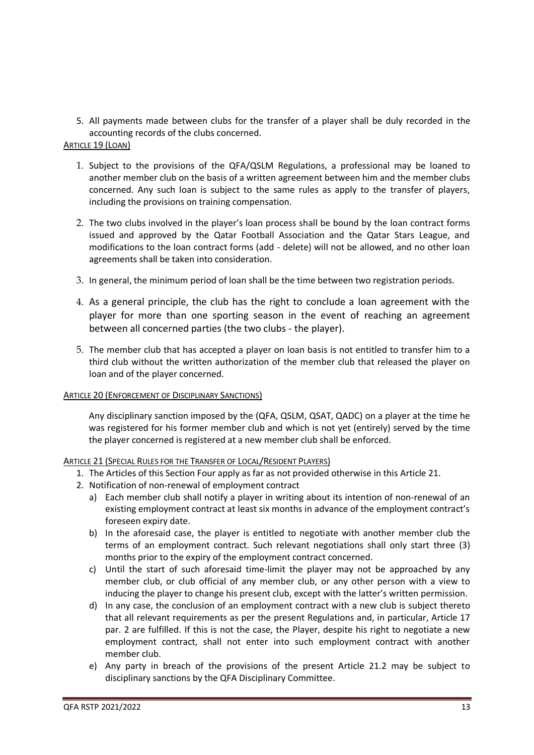5. All payments made between clubs for the transfer of a player shall be duly recorded in the accounting records of the clubs concerned.

## Article 19 (Loan)

1. Subject to the provisions of the QFA/QSLM Regulations, a professional may be loaned to another member club on the basis of a written agreement between him and the member clubs concerned. Any such loan is subject to the same rules as apply to the transfer of players, including the provisions on training compensation.

2. The two clubs involved in the player's loan process shall be bound by the loan contract forms issued and approved by the Qatar Football Association and the Qatar Stars League, and modifications to the loan contract forms (add - delete) will not be allowed, and no other loan agreements shall be taken into consideration.

3. In general, the minimum period of loan shall be the time between two registration periods.

4. As a general principle, the club has the right to conclude a loan agreement with the player for more than one sporting season in the event of reaching an agreement between all concerned parties (the two clubs - the player).

5. The member club that has accepted a player on loan basis is not entitled to transfer him to a third club without the written authorization of the member club that released the player on loan and of the player concerned.

## Article 20 (Enforcement of Disciplinary Sanctions)

Any disciplinary sanction imposed by the (QFA, QSLM, QSAT, QADC) on a player at the time he was registered for his former member club and which is not yet (entirely) served by the time the player concerned is registered at a new member club shall be enforced.

## Article 21 (Special Rules for the Transfer of Local/Resident Players)

1. The Articles of this Section Four apply as far as not provided otherwise in this Article 21.
2. Notification of non-renewal of employment contract
   a) Each member club shall notify a player in writing about its intention of non-renewal of an existing employment contract at least six months in advance of the employment contract's foreseen expiry date.
   b) In the aforesaid case, the player is entitled to negotiate with another member club the terms of an employment contract. Such relevant negotiations shall only start three (3) months prior to the expiry of the employment contract concerned.
   c) Until the start of such aforesaid time-limit the player may not be approached by any member club, or club official of any member club, or any other person with a view to inducing the player to change his present club, except with the latter's written permission.
   d) In any case, the conclusion of an employment contract with a new club is subject thereto that all relevant requirements as per the present Regulations and, in particular, Article 17 par. 2 are fulfilled. If this is not the case, the Player, despite his right to negotiate a new employment contract, shall not enter into such employment contract with another member club.
   e) Any party in breach of the provisions of the present Article 21.2 may be subject to disciplinary sanctions by the QFA Disciplinary Committee.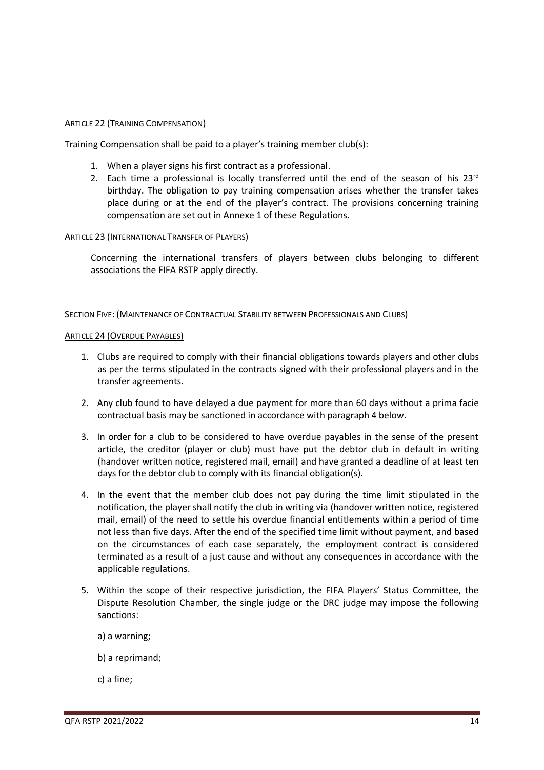## Article 22 (Training Compensation)

Training Compensation shall be paid to a player's training member club(s):

1. When a player signs his first contract as a professional.
2. Each time a professional is locally transferred until the end of the season of his 23rd birthday. The obligation to pay training compensation arises whether the transfer takes place during or at the end of the player's contract. The provisions concerning training compensation are set out in Annexe 1 of these Regulations.

## Article 23 (International Transfer of Players)

Concerning the international transfers of players between clubs belonging to different associations the FIFA RSTP apply directly.

# Section Five: (Maintenance of Contractual Stability between Professionals and Clubs)

## Article 24 (Overdue Payables)

1. Clubs are required to comply with their financial obligations towards players and other clubs as per the terms stipulated in the contracts signed with their professional players and in the transfer agreements.

2. Any club found to have delayed a due payment for more than 60 days without a prima facie contractual basis may be sanctioned in accordance with paragraph 4 below.

3. In order for a club to be considered to have overdue payables in the sense of the present article, the creditor (player or club) must have put the debtor club in default in writing (handover written notice, registered mail, email) and have granted a deadline of at least ten days for the debtor club to comply with its financial obligation(s).

4. In the event that the member club does not pay during the time limit stipulated in the notification, the player shall notify the club in writing via (handover written notice, registered mail, email) of the need to settle his overdue financial entitlements within a period of time not less than five days. After the end of the specified time limit without payment, and based on the circumstances of each case separately, the employment contract is considered terminated as a result of a just cause and without any consequences in accordance with the applicable regulations.

5. Within the scope of their respective jurisdiction, the FIFA Players' Status Committee, the Dispute Resolution Chamber, the single judge or the DRC judge may impose the following sanctions:

   a) a warning;

   b) a reprimand;

   c) a fine;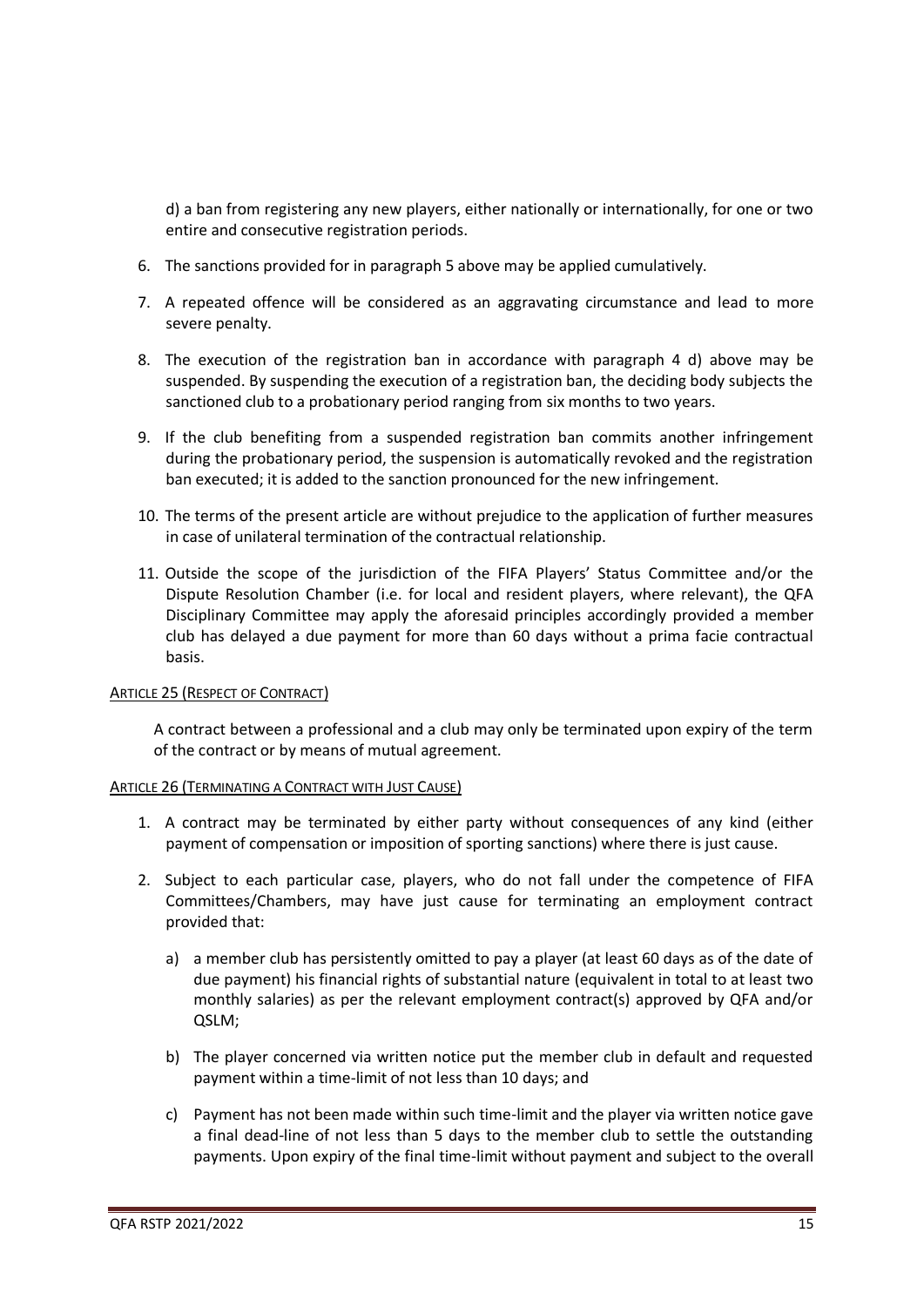d) a ban from registering any new players, either nationally or internationally, for one or two entire and consecutive registration periods.

6. The sanctions provided for in paragraph 5 above may be applied cumulatively.
7. A repeated offence will be considered as an aggravating circumstance and lead to more severe penalty.
8. The execution of the registration ban in accordance with paragraph 4 d) above may be suspended. By suspending the execution of a registration ban, the deciding body subjects the sanctioned club to a probationary period ranging from six months to two years.
9. If the club benefiting from a suspended registration ban commits another infringement during the probationary period, the suspension is automatically revoked and the registration ban executed; it is added to the sanction pronounced for the new infringement.
10. The terms of the present article are without prejudice to the application of further measures in case of unilateral termination of the contractual relationship.
11. Outside the scope of the jurisdiction of the FIFA Players' Status Committee and/or the Dispute Resolution Chamber (i.e. for local and resident players, where relevant), the QFA Disciplinary Committee may apply the aforesaid principles accordingly provided a member club has delayed a due payment for more than 60 days without a prima facie contractual basis.

#### ARTICLE 25 (RESPECT OF CONTRACT)

A contract between a professional and a club may only be terminated upon expiry of the term of the contract or by means of mutual agreement.

#### ARTICLE 26 (TERMINATING A CONTRACT WITH JUST CAUSE)

1. A contract may be terminated by either party without consequences of any kind (either payment of compensation or imposition of sporting sanctions) where there is just cause.
2. Subject to each particular case, players, who do not fall under the competence of FIFA Committees/Chambers, may have just cause for terminating an employment contract provided that:
   a) a member club has persistently omitted to pay a player (at least 60 days as of the date of due payment) his financial rights of substantial nature (equivalent in total to at least two monthly salaries) as per the relevant employment contract(s) approved by QFA and/or QSLM;
   b) The player concerned via written notice put the member club in default and requested payment within a time-limit of not less than 10 days; and
   c) Payment has not been made within such time-limit and the player via written notice gave a final dead-line of not less than 5 days to the member club to settle the outstanding payments. Upon expiry of the final time-limit without payment and subject to the overall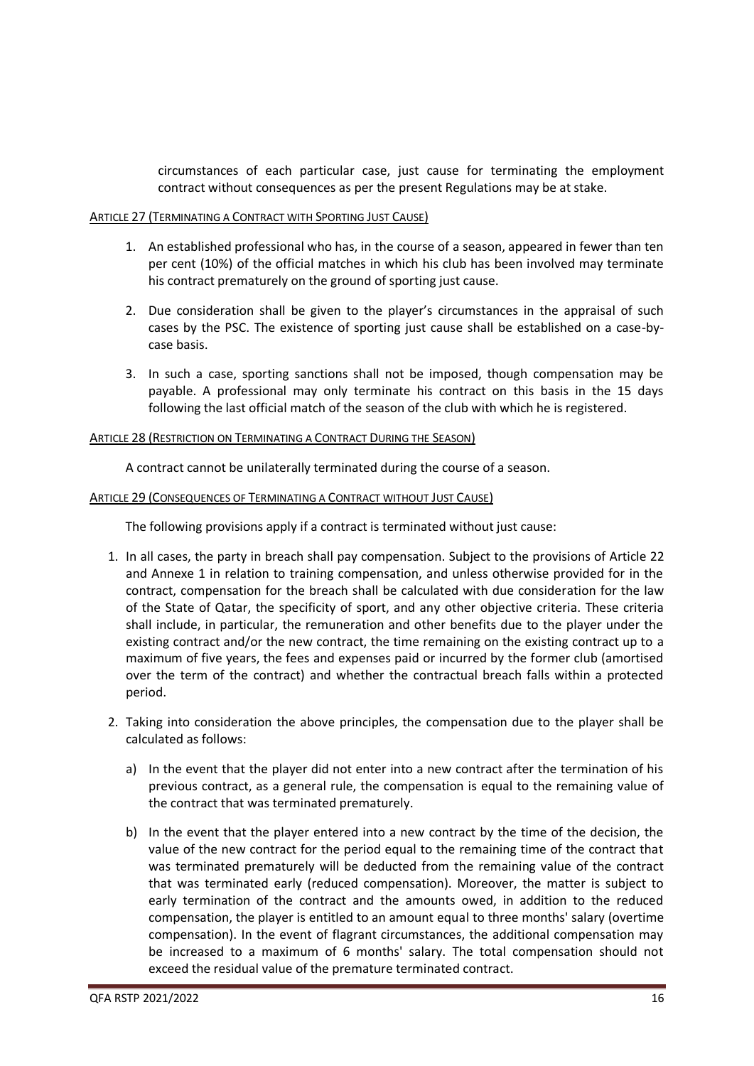circumstances of each particular case, just cause for terminating the employment contract without consequences as per the present Regulations may be at stake.

### ARTICLE 27 (TERMINATING A CONTRACT WITH SPORTING JUST CAUSE)

1. An established professional who has, in the course of a season, appeared in fewer than ten per cent (10%) of the official matches in which his club has been involved may terminate his contract prematurely on the ground of sporting just cause.
2. Due consideration shall be given to the player's circumstances in the appraisal of such cases by the PSC. The existence of sporting just cause shall be established on a case-by-case basis.
3. In such a case, sporting sanctions shall not be imposed, though compensation may be payable. A professional may only terminate his contract on this basis in the 15 days following the last official match of the season of the club with which he is registered.

### ARTICLE 28 (RESTRICTION ON TERMINATING A CONTRACT DURING THE SEASON)

A contract cannot be unilaterally terminated during the course of a season.

### ARTICLE 29 (CONSEQUENCES OF TERMINATING A CONTRACT WITHOUT JUST CAUSE)

The following provisions apply if a contract is terminated without just cause:

1. In all cases, the party in breach shall pay compensation. Subject to the provisions of Article 22 and Annexe 1 in relation to training compensation, and unless otherwise provided for in the contract, compensation for the breach shall be calculated with due consideration for the law of the State of Qatar, the specificity of sport, and any other objective criteria. These criteria shall include, in particular, the remuneration and other benefits due to the player under the existing contract and/or the new contract, the time remaining on the existing contract up to a maximum of five years, the fees and expenses paid or incurred by the former club (amortised over the term of the contract) and whether the contractual breach falls within a protected period.
2. Taking into consideration the above principles, the compensation due to the player shall be calculated as follows:
   a) In the event that the player did not enter into a new contract after the termination of his previous contract, as a general rule, the compensation is equal to the remaining value of the contract that was terminated prematurely.
   b) In the event that the player entered into a new contract by the time of the decision, the value of the new contract for the period equal to the remaining time of the contract that was terminated prematurely will be deducted from the remaining value of the contract that was terminated early (reduced compensation). Moreover, the matter is subject to early termination of the contract and the amounts owed, in addition to the reduced compensation, the player is entitled to an amount equal to three months' salary (overtime compensation). In the event of flagrant circumstances, the additional compensation may be increased to a maximum of 6 months' salary. The total compensation should not exceed the residual value of the premature terminated contract.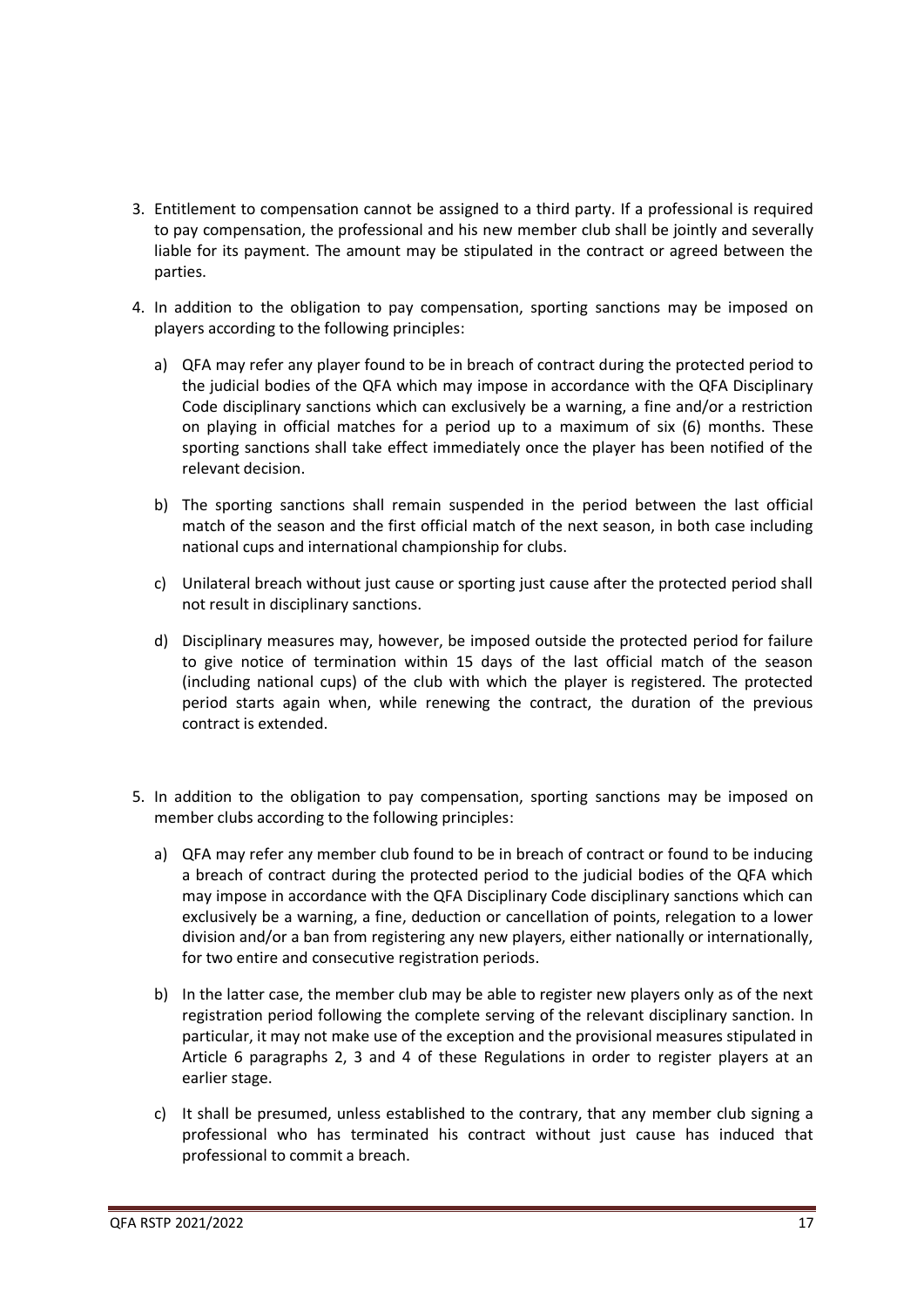3. Entitlement to compensation cannot be assigned to a third party. If a professional is required to pay compensation, the professional and his new member club shall be jointly and severally liable for its payment. The amount may be stipulated in the contract or agreed between the parties.

4. In addition to the obligation to pay compensation, sporting sanctions may be imposed on players according to the following principles:

   a) QFA may refer any player found to be in breach of contract during the protected period to the judicial bodies of the QFA which may impose in accordance with the QFA Disciplinary Code disciplinary sanctions which can exclusively be a warning, a fine and/or a restriction on playing in official matches for a period up to a maximum of six (6) months. These sporting sanctions shall take effect immediately once the player has been notified of the relevant decision.

   b) The sporting sanctions shall remain suspended in the period between the last official match of the season and the first official match of the next season, in both case including national cups and international championship for clubs.

   c) Unilateral breach without just cause or sporting just cause after the protected period shall not result in disciplinary sanctions.

   d) Disciplinary measures may, however, be imposed outside the protected period for failure to give notice of termination within 15 days of the last official match of the season (including national cups) of the club with which the player is registered. The protected period starts again when, while renewing the contract, the duration of the previous contract is extended.

5. In addition to the obligation to pay compensation, sporting sanctions may be imposed on member clubs according to the following principles:

   a) QFA may refer any member club found to be in breach of contract or found to be inducing a breach of contract during the protected period to the judicial bodies of the QFA which may impose in accordance with the QFA Disciplinary Code disciplinary sanctions which can exclusively be a warning, a fine, deduction or cancellation of points, relegation to a lower division and/or a ban from registering any new players, either nationally or internationally, for two entire and consecutive registration periods.

   b) In the latter case, the member club may be able to register new players only as of the next registration period following the complete serving of the relevant disciplinary sanction. In particular, it may not make use of the exception and the provisional measures stipulated in Article 6 paragraphs 2, 3 and 4 of these Regulations in order to register players at an earlier stage.

   c) It shall be presumed, unless established to the contrary, that any member club signing a professional who has terminated his contract without just cause has induced that professional to commit a breach.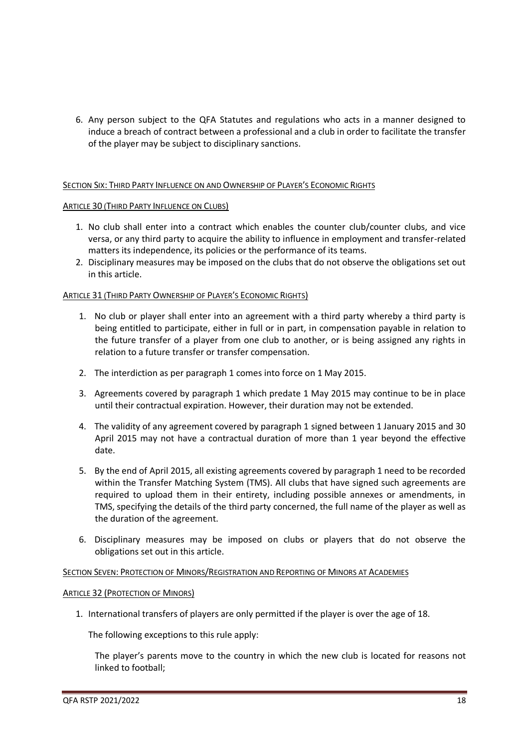6. Any person subject to the QFA Statutes and regulations who acts in a manner designed to induce a breach of contract between a professional and a club in order to facilitate the transfer of the player may be subject to disciplinary sanctions.

## SECTION SIX: THIRD PARTY INFLUENCE ON AND OWNERSHIP OF PLAYER'S ECONOMIC RIGHTS

### ARTICLE 30 (THIRD PARTY INFLUENCE ON CLUBS)

1. No club shall enter into a contract which enables the counter club/counter clubs, and vice versa, or any third party to acquire the ability to influence in employment and transfer-related matters its independence, its policies or the performance of its teams.
2. Disciplinary measures may be imposed on the clubs that do not observe the obligations set out in this article.

### ARTICLE 31 (THIRD PARTY OWNERSHIP OF PLAYER'S ECONOMIC RIGHTS)

1. No club or player shall enter into an agreement with a third party whereby a third party is being entitled to participate, either in full or in part, in compensation payable in relation to the future transfer of a player from one club to another, or is being assigned any rights in relation to a future transfer or transfer compensation.
2. The interdiction as per paragraph 1 comes into force on 1 May 2015.
3. Agreements covered by paragraph 1 which predate 1 May 2015 may continue to be in place until their contractual expiration. However, their duration may not be extended.
4. The validity of any agreement covered by paragraph 1 signed between 1 January 2015 and 30 April 2015 may not have a contractual duration of more than 1 year beyond the effective date.
5. By the end of April 2015, all existing agreements covered by paragraph 1 need to be recorded within the Transfer Matching System (TMS). All clubs that have signed such agreements are required to upload them in their entirety, including possible annexes or amendments, in TMS, specifying the details of the third party concerned, the full name of the player as well as the duration of the agreement.
6. Disciplinary measures may be imposed on clubs or players that do not observe the obligations set out in this article.

## SECTION SEVEN: PROTECTION OF MINORS/REGISTRATION AND REPORTING OF MINORS AT ACADEMIES

### ARTICLE 32 (PROTECTION OF MINORS)

1. International transfers of players are only permitted if the player is over the age of 18.

   The following exceptions to this rule apply:

   The player's parents move to the country in which the new club is located for reasons not linked to football;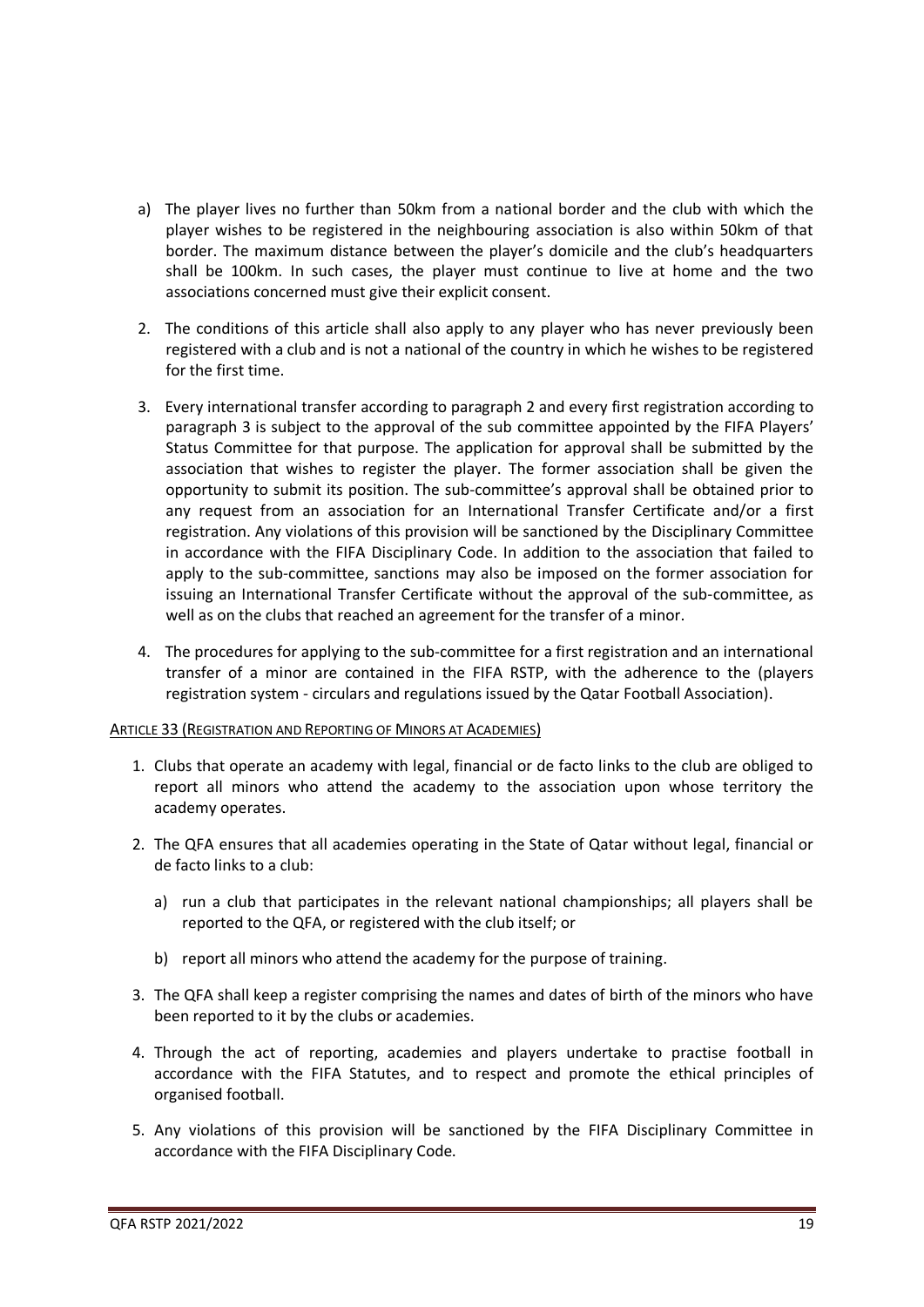a) The player lives no further than 50km from a national border and the club with which the player wishes to be registered in the neighbouring association is also within 50km of that border. The maximum distance between the player's domicile and the club's headquarters shall be 100km. In such cases, the player must continue to live at home and the two associations concerned must give their explicit consent.

2. The conditions of this article shall also apply to any player who has never previously been registered with a club and is not a national of the country in which he wishes to be registered for the first time.

3. Every international transfer according to paragraph 2 and every first registration according to paragraph 3 is subject to the approval of the sub committee appointed by the FIFA Players' Status Committee for that purpose. The application for approval shall be submitted by the association that wishes to register the player. The former association shall be given the opportunity to submit its position. The sub-committee's approval shall be obtained prior to any request from an association for an International Transfer Certificate and/or a first registration. Any violations of this provision will be sanctioned by the Disciplinary Committee in accordance with the FIFA Disciplinary Code. In addition to the association that failed to apply to the sub-committee, sanctions may also be imposed on the former association for issuing an International Transfer Certificate without the approval of the sub-committee, as well as on the clubs that reached an agreement for the transfer of a minor.

4. The procedures for applying to the sub-committee for a first registration and an international transfer of a minor are contained in the FIFA RSTP, with the adherence to the (players registration system - circulars and regulations issued by the Qatar Football Association).

ARTICLE 33 (REGISTRATION AND REPORTING OF MINORS AT ACADEMIES)

1. Clubs that operate an academy with legal, financial or de facto links to the club are obliged to report all minors who attend the academy to the association upon whose territory the academy operates.

2. The QFA ensures that all academies operating in the State of Qatar without legal, financial or de facto links to a club:

   a) run a club that participates in the relevant national championships; all players shall be reported to the QFA, or registered with the club itself; or

   b) report all minors who attend the academy for the purpose of training.

3. The QFA shall keep a register comprising the names and dates of birth of the minors who have been reported to it by the clubs or academies.

4. Through the act of reporting, academies and players undertake to practise football in accordance with the FIFA Statutes, and to respect and promote the ethical principles of organised football.

5. Any violations of this provision will be sanctioned by the FIFA Disciplinary Committee in accordance with the FIFA Disciplinary Code.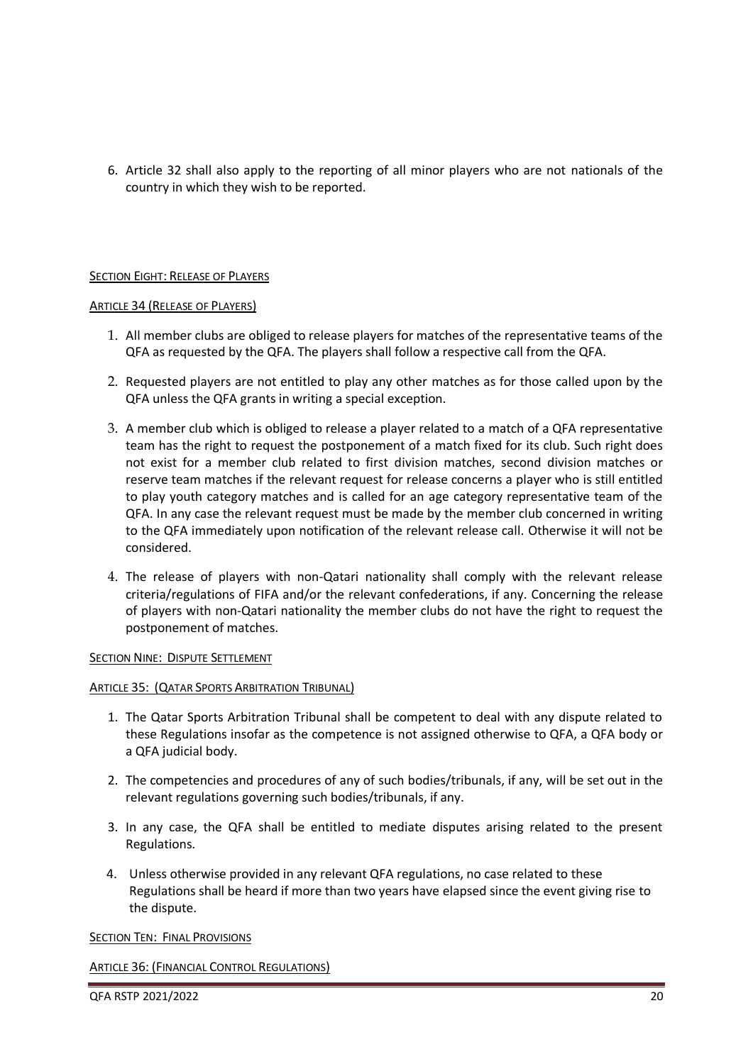6. Article 32 shall also apply to the reporting of all minor players who are not nationals of the country in which they wish to be reported.

## Section Eight: Release of Players

### Article 34 (Release of Players)

1. All member clubs are obliged to release players for matches of the representative teams of the QFA as requested by the QFA. The players shall follow a respective call from the QFA.
2. Requested players are not entitled to play any other matches as for those called upon by the QFA unless the QFA grants in writing a special exception.
3. A member club which is obliged to release a player related to a match of a QFA representative team has the right to request the postponement of a match fixed for its club. Such right does not exist for a member club related to first division matches, second division matches or reserve team matches if the relevant request for release concerns a player who is still entitled to play youth category matches and is called for an age category representative team of the QFA. In any case the relevant request must be made by the member club concerned in writing to the QFA immediately upon notification of the relevant release call. Otherwise it will not be considered.
4. The release of players with non-Qatari nationality shall comply with the relevant release criteria/regulations of FIFA and/or the relevant confederations, if any. Concerning the release of players with non-Qatari nationality the member clubs do not have the right to request the postponement of matches.

## Section Nine: Dispute Settlement

### Article 35: (Qatar Sports Arbitration Tribunal)

1. The Qatar Sports Arbitration Tribunal shall be competent to deal with any dispute related to these Regulations insofar as the competence is not assigned otherwise to QFA, a QFA body or a QFA judicial body.
2. The competencies and procedures of any of such bodies/tribunals, if any, will be set out in the relevant regulations governing such bodies/tribunals, if any.
3. In any case, the QFA shall be entitled to mediate disputes arising related to the present Regulations.
4. Unless otherwise provided in any relevant QFA regulations, no case related to these Regulations shall be heard if more than two years have elapsed since the event giving rise to the dispute.

## Section Ten: Final Provisions

### Article 36: (Financial Control Regulations)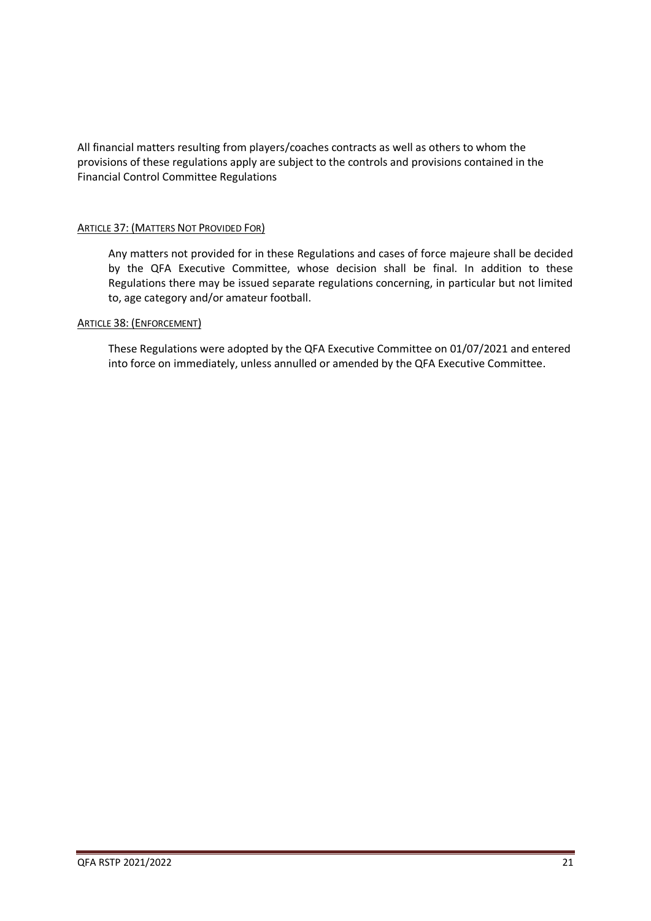All financial matters resulting from players/coaches contracts as well as others to whom the provisions of these regulations apply are subject to the controls and provisions contained in the Financial Control Committee Regulations

### ARTICLE 37: (MATTERS NOT PROVIDED FOR)

Any matters not provided for in these Regulations and cases of force majeure shall be decided by the QFA Executive Committee, whose decision shall be final. In addition to these Regulations there may be issued separate regulations concerning, in particular but not limited to, age category and/or amateur football.

### ARTICLE 38: (ENFORCEMENT)

These Regulations were adopted by the QFA Executive Committee on 01/07/2021 and entered into force on immediately, unless annulled or amended by the QFA Executive Committee.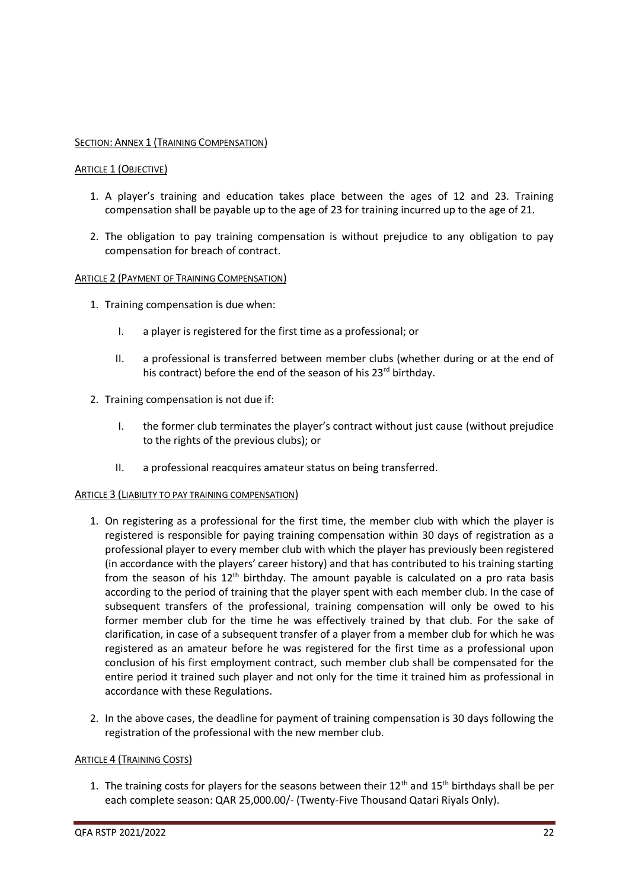## SECTION: ANNEX 1 (TRAINING COMPENSATION)

### ARTICLE 1 (OBJECTIVE)

1. A player's training and education takes place between the ages of 12 and 23. Training compensation shall be payable up to the age of 23 for training incurred up to the age of 21.

2. The obligation to pay training compensation is without prejudice to any obligation to pay compensation for breach of contract.

### ARTICLE 2 (PAYMENT OF TRAINING COMPENSATION)

1. Training compensation is due when:

   I. a player is registered for the first time as a professional; or

   II. a professional is transferred between member clubs (whether during or at the end of his contract) before the end of the season of his 23rd birthday.

2. Training compensation is not due if:

   I. the former club terminates the player's contract without just cause (without prejudice to the rights of the previous clubs); or

   II. a professional reacquires amateur status on being transferred.

### ARTICLE 3 (LIABILITY TO PAY TRAINING COMPENSATION)

1. On registering as a professional for the first time, the member club with which the player is registered is responsible for paying training compensation within 30 days of registration as a professional player to every member club with which the player has previously been registered (in accordance with the players' career history) and that has contributed to his training starting from the season of his 12th birthday. The amount payable is calculated on a pro rata basis according to the period of training that the player spent with each member club. In the case of subsequent transfers of the professional, training compensation will only be owed to his former member club for the time he was effectively trained by that club. For the sake of clarification, in case of a subsequent transfer of a player from a member club for which he was registered as an amateur before he was registered for the first time as a professional upon conclusion of his first employment contract, such member club shall be compensated for the entire period it trained such player and not only for the time it trained him as professional in accordance with these Regulations.

2. In the above cases, the deadline for payment of training compensation is 30 days following the registration of the professional with the new member club.

### ARTICLE 4 (TRAINING COSTS)

1. The training costs for players for the seasons between their 12th and 15th birthdays shall be per each complete season: QAR 25,000.00/- (Twenty-Five Thousand Qatari Riyals Only).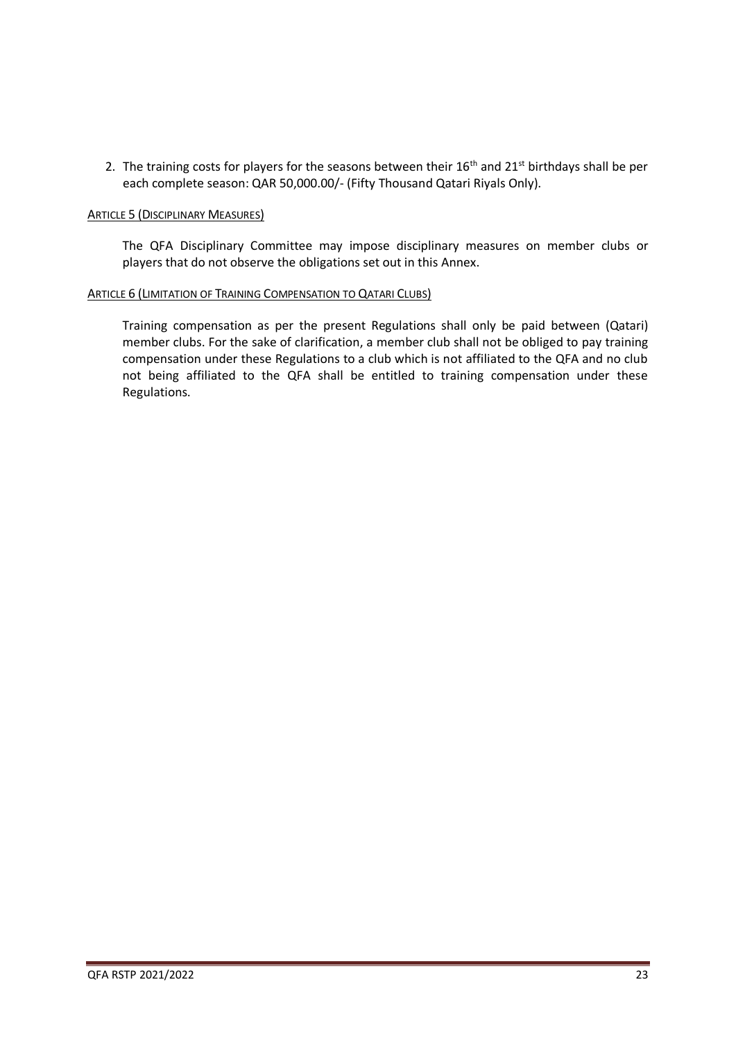2. The training costs for players for the seasons between their 16th and 21st birthdays shall be per each complete season: QAR 50,000.00/- (Fifty Thousand Qatari Riyals Only).

ARTICLE 5 (DISCIPLINARY MEASURES)

The QFA Disciplinary Committee may impose disciplinary measures on member clubs or players that do not observe the obligations set out in this Annex.

ARTICLE 6 (LIMITATION OF TRAINING COMPENSATION TO QATARI CLUBS)

Training compensation as per the present Regulations shall only be paid between (Qatari) member clubs. For the sake of clarification, a member club shall not be obliged to pay training compensation under these Regulations to a club which is not affiliated to the QFA and no club not being affiliated to the QFA shall be entitled to training compensation under these Regulations.